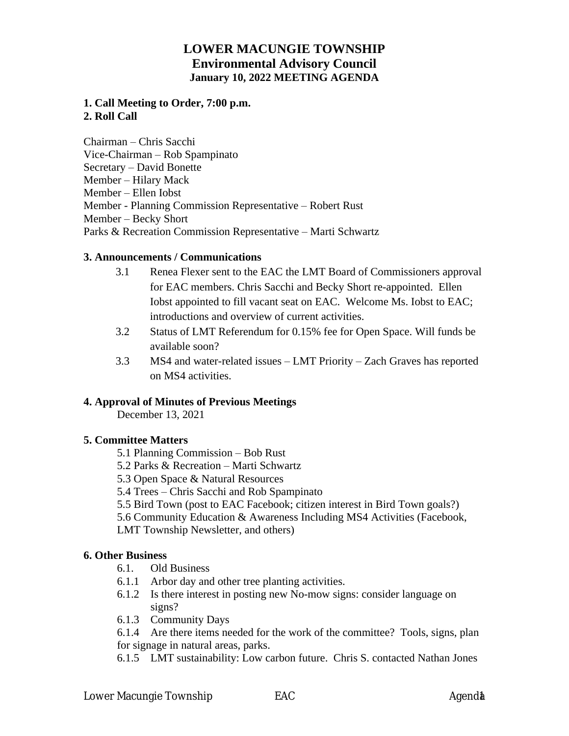# LOWER MACUNGIE TOWNSHIP
## Environmental Advisory Council
### January 10, 2022 MEETING AGENDA

**1. Call Meeting to Order, 7:00 p.m.**
**2. Roll Call**

Chairman – Chris Sacchi
Vice-Chairman – Rob Spampinato
Secretary – David Bonette
Member – Hilary Mack
Member – Ellen Iobst
Member - Planning Commission Representative – Robert Rust
Member – Becky Short
Parks & Recreation Commission Representative – Marti Schwartz

**3. Announcements / Communications**

3.1 Renea Flexer sent to the EAC the LMT Board of Commissioners approval for EAC members. Chris Sacchi and Becky Short re-appointed. Ellen Iobst appointed to fill vacant seat on EAC. Welcome Ms. Iobst to EAC; introductions and overview of current activities.

3.2 Status of LMT Referendum for 0.15% fee for Open Space. Will funds be available soon?

3.3 MS4 and water-related issues – LMT Priority – Zach Graves has reported on MS4 activities.

**4. Approval of Minutes of Previous Meetings**

December 13, 2021

**5. Committee Matters**

5.1 Planning Commission – Bob Rust
5.2 Parks & Recreation – Marti Schwartz
5.3 Open Space & Natural Resources
5.4 Trees – Chris Sacchi and Rob Spampinato
5.5 Bird Town (post to EAC Facebook; citizen interest in Bird Town goals?)
5.6 Community Education & Awareness Including MS4 Activities (Facebook, LMT Township Newsletter, and others)

**6. Other Business**

6.1. Old Business
6.1.1 Arbor day and other tree planting activities.
6.1.2 Is there interest in posting new No-mow signs: consider language on signs?
6.1.3 Community Days
6.1.4 Are there items needed for the work of the committee? Tools, signs, plan for signage in natural areas, parks.
6.1.5 LMT sustainability: Low carbon future. Chris S. contacted Nathan Jones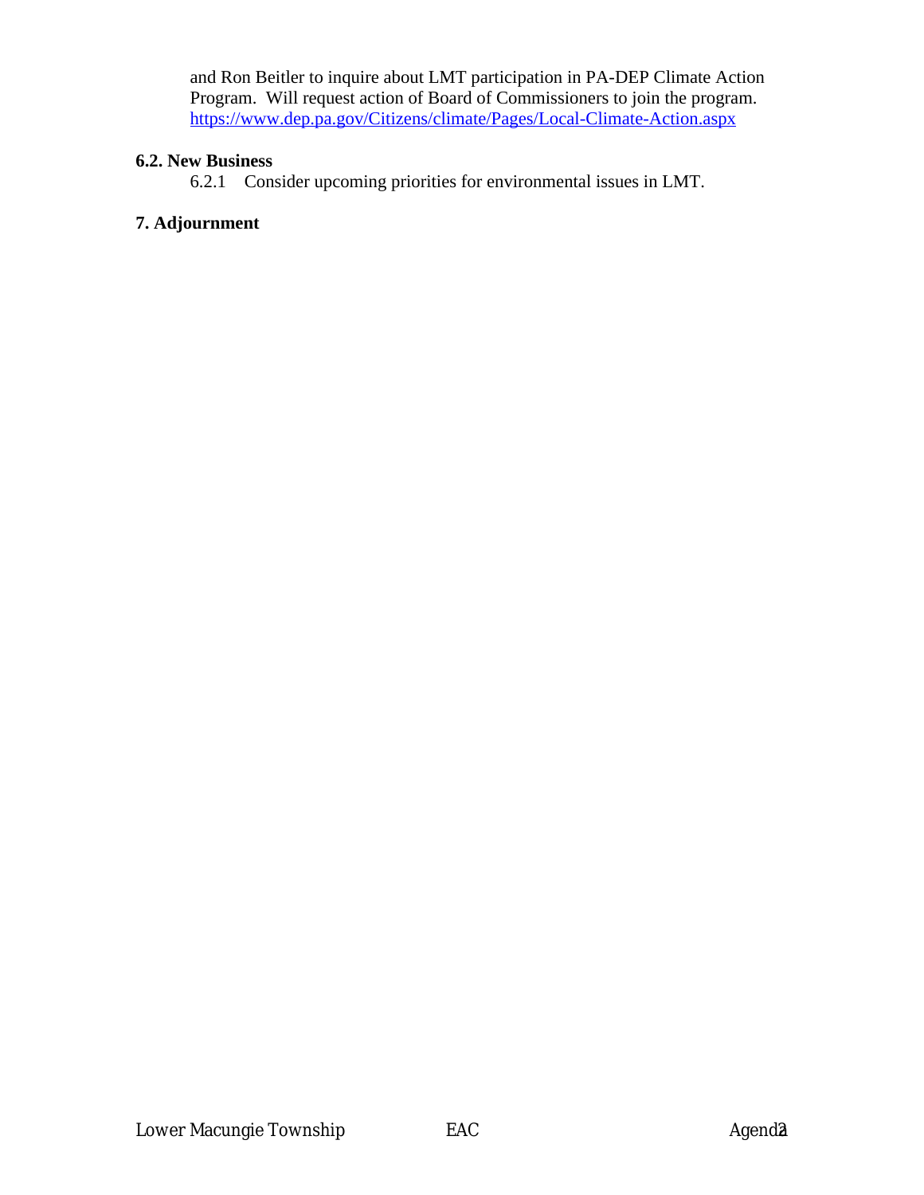and Ron Beitler to inquire about LMT participation in PA-DEP Climate Action Program. Will request action of Board of Commissioners to join the program. https://www.dep.pa.gov/Citizens/climate/Pages/Local-Climate-Action.aspx

**6.2. New Business**

6.2.1 Consider upcoming priorities for environmental issues in LMT.

**7. Adjournment**